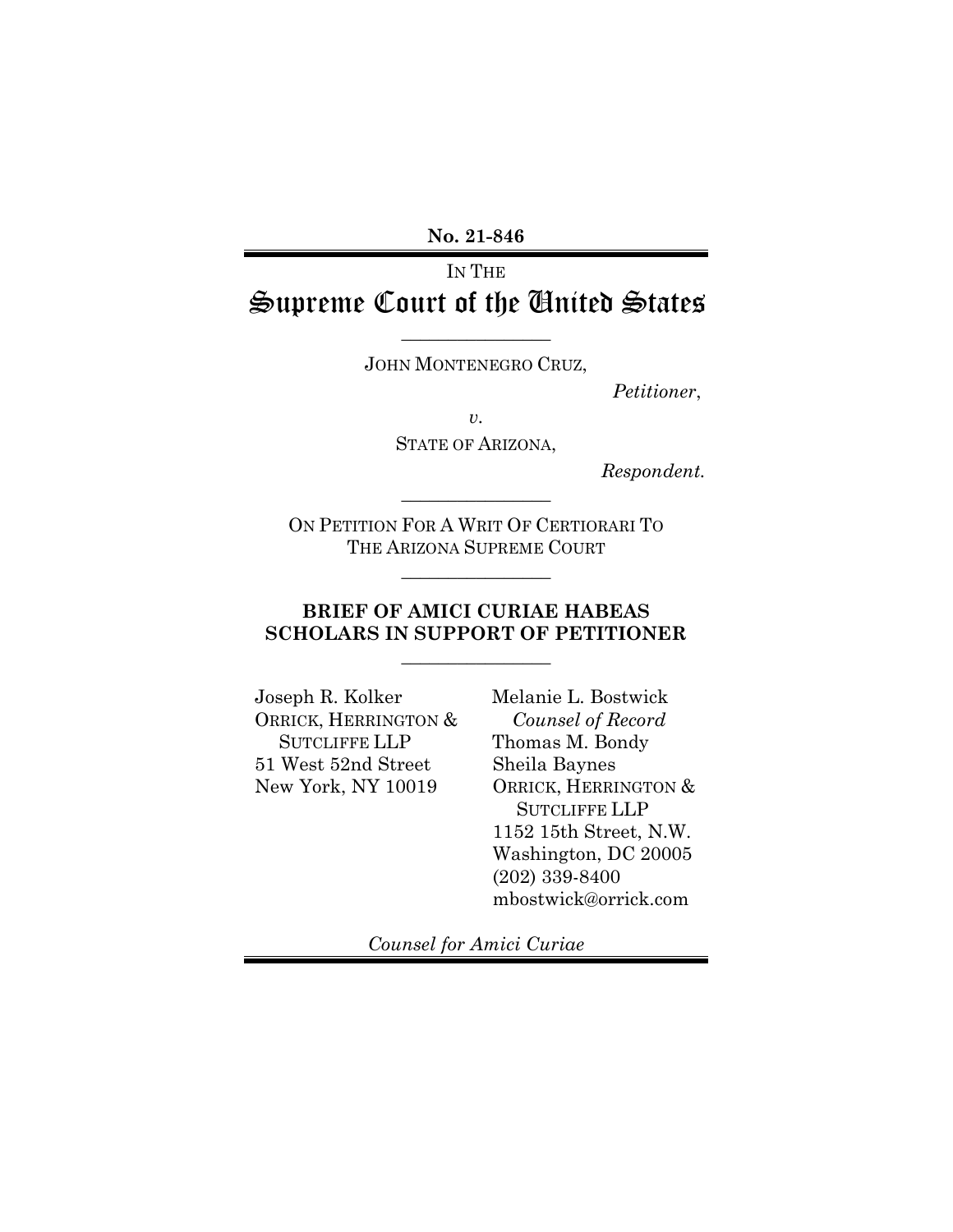**No. 21-846**

IN THE

# Supreme Court of the United States

---

JOHN MONTENEGRO CRUZ,

*Petitioner*,

*v.*

STATE OF ARIZONA,

*Respondent.*

---

ON PETITION FOR A WRIT OF CERTIORARI TO THE ARIZONA SUPREME COURT

---

**BRIEF OF AMICI CURIAE HABEAS SCHOLARS IN SUPPORT OF PETITIONER**

---

Joseph R. Kolker
ORRICK, HERRINGTON & SUTCLIFFE LLP
51 West 52nd Street
New York, NY 10019

Melanie L. Bostwick
*Counsel of Record*
Thomas M. Bondy
Sheila Baynes
ORRICK, HERRINGTON & SUTCLIFFE LLP
1152 15th Street, N.W.
Washington, DC 20005
(202) 339-8400
mbostwick@orrick.com

*Counsel for Amici Curiae*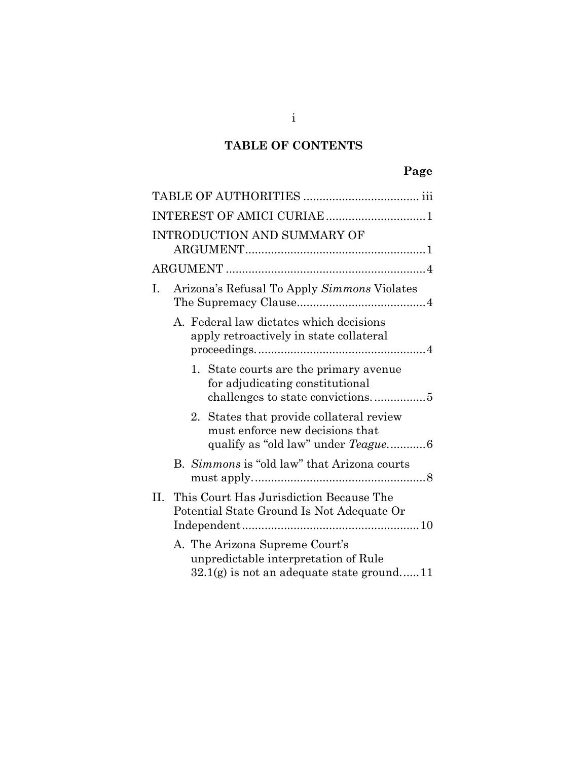# TABLE OF CONTENTS

| | Page |
|---|---|
| TABLE OF AUTHORITIES | iii |
| INTEREST OF AMICI CURIAE | 1 |
| INTRODUCTION AND SUMMARY OF ARGUMENT | 1 |
| ARGUMENT | 4 |
| I. Arizona's Refusal To Apply *Simmons* Violates The Supremacy Clause | 4 |
| A. Federal law dictates which decisions apply retroactively in state collateral proceedings. | 4 |
| 1. State courts are the primary avenue for adjudicating constitutional challenges to state convictions. | 5 |
| 2. States that provide collateral review must enforce new decisions that qualify as "old law" under *Teague*. | 6 |
| B. *Simmons* is "old law" that Arizona courts must apply. | 8 |
| II. This Court Has Jurisdiction Because The Potential State Ground Is Not Adequate Or Independent | 10 |
| A. The Arizona Supreme Court's unpredictable interpretation of Rule 32.1(g) is not an adequate state ground. | 11 |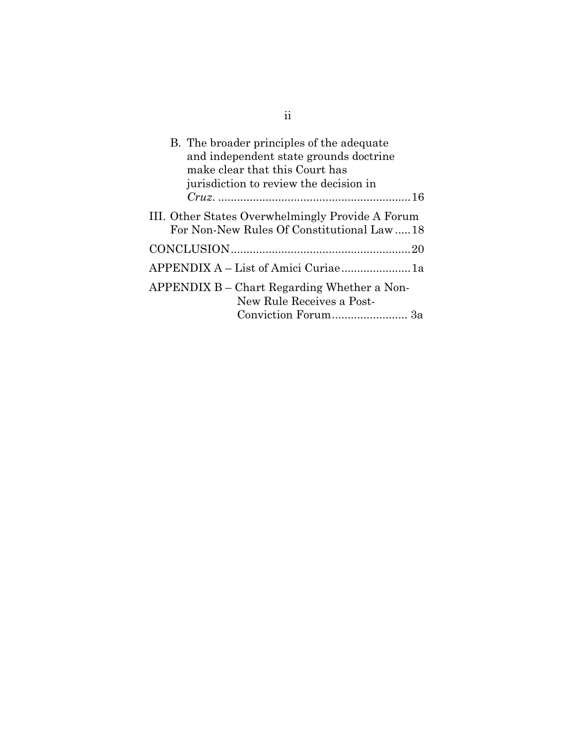B. The broader principles of the adequate and independent state grounds doctrine make clear that this Court has jurisdiction to review the decision in *Cruz*. ............................................................ 16

III. Other States Overwhelmingly Provide A Forum For Non-New Rules Of Constitutional Law ..... 18

CONCLUSION......................................................... 20

APPENDIX A – List of Amici Curiae ...................... 1a

APPENDIX B – Chart Regarding Whether a Non-New Rule Receives a Post-Conviction Forum........................ 3a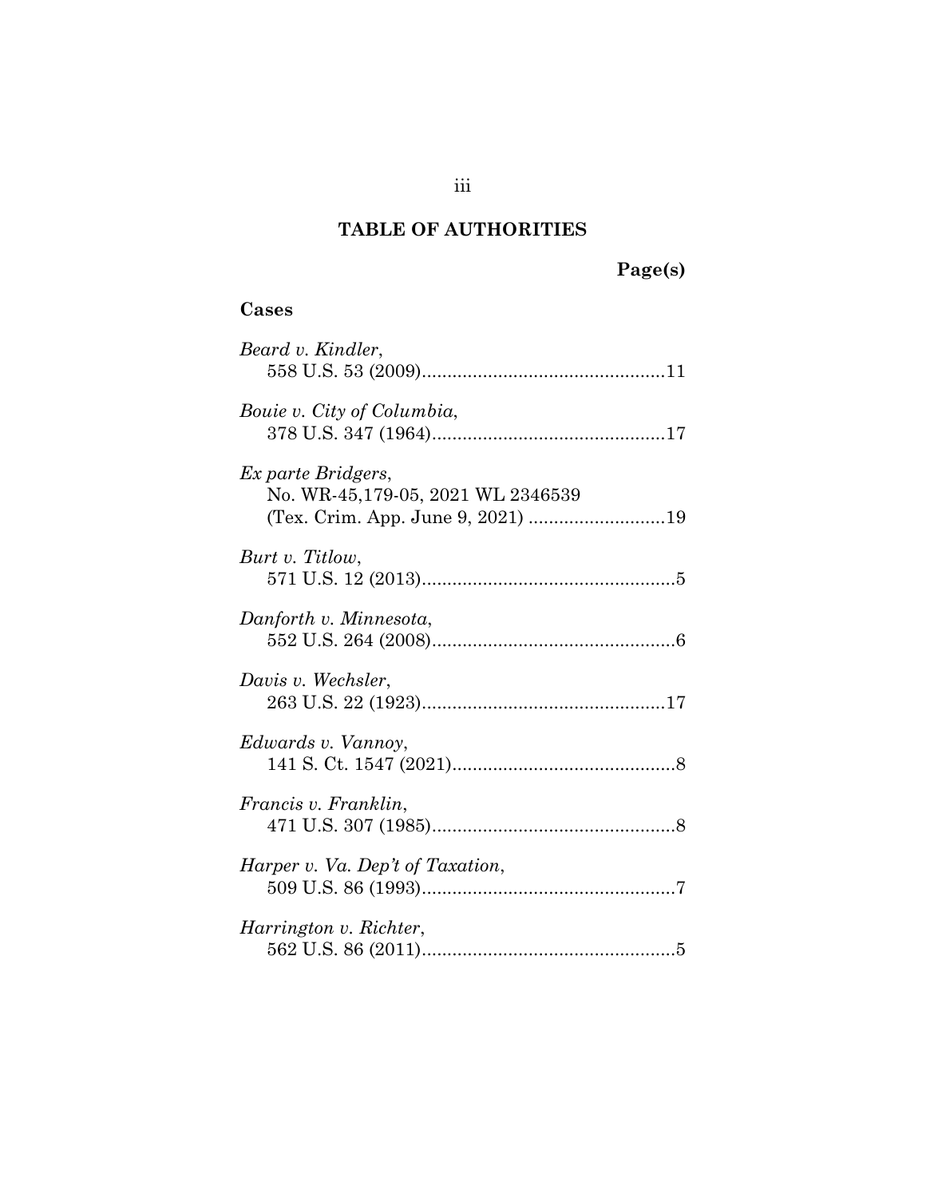# TABLE OF AUTHORITIES

**Page(s)**

## Cases

*Beard v. Kindler*,
558 U.S. 53 (2009)................................................11

*Bouie v. City of Columbia*,
378 U.S. 347 (1964)..............................................17

*Ex parte Bridgers*,
No. WR-45,179-05, 2021 WL 2346539
(Tex. Crim. App. June 9, 2021) ...........................19

*Burt v. Titlow*,
571 U.S. 12 (2013)..................................................5

*Danforth v. Minnesota*,
552 U.S. 264 (2008)................................................6

*Davis v. Wechsler*,
263 U.S. 22 (1923)................................................17

*Edwards v. Vannoy*,
141 S. Ct. 1547 (2021)............................................8

*Francis v. Franklin*,
471 U.S. 307 (1985)................................................8

*Harper v. Va. Dep't of Taxation*,
509 U.S. 86 (1993)..................................................7

*Harrington v. Richter*,
562 U.S. 86 (2011)..................................................5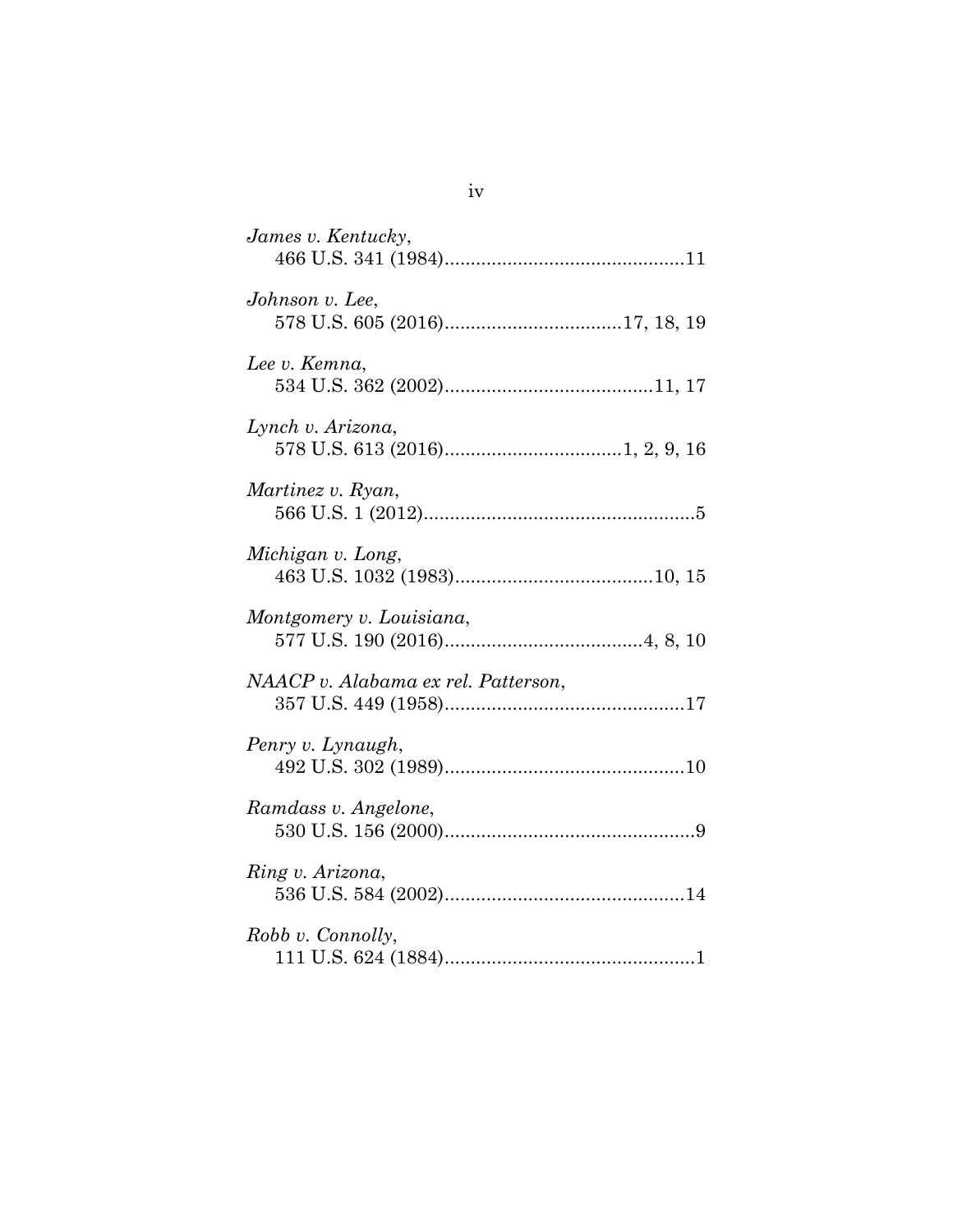*James v. Kentucky*,
466 U.S. 341 (1984)..............................................11

*Johnson v. Lee*,
578 U.S. 605 (2016)..................................17, 18, 19

*Lee v. Kemna*,
534 U.S. 362 (2002)........................................11, 17

*Lynch v. Arizona*,
578 U.S. 613 (2016)..................................1, 2, 9, 16

*Martinez v. Ryan*,
566 U.S. 1 (2012)....................................................5

*Michigan v. Long*,
463 U.S. 1032 (1983)......................................10, 15

*Montgomery v. Louisiana*,
577 U.S. 190 (2016)......................................4, 8, 10

*NAACP v. Alabama ex rel. Patterson*,
357 U.S. 449 (1958)..............................................17

*Penry v. Lynaugh*,
492 U.S. 302 (1989)..............................................10

*Ramdass v. Angelone*,
530 U.S. 156 (2000)................................................9

*Ring v. Arizona*,
536 U.S. 584 (2002)..............................................14

*Robb v. Connolly*,
111 U.S. 624 (1884)................................................1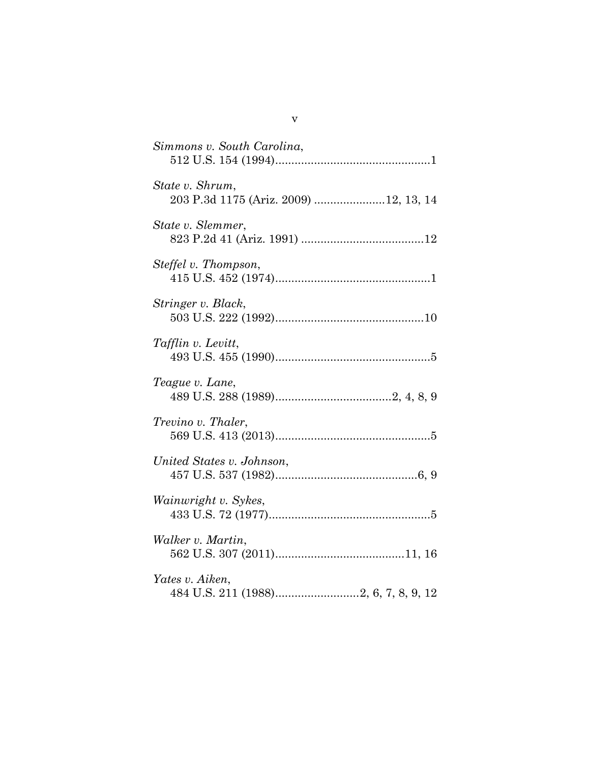*Simmons v. South Carolina*,
512 U.S. 154 (1994)................................................1

*State v. Shrum*,
203 P.3d 1175 (Ariz. 2009) .....................12, 13, 14

*State v. Slemmer*,
823 P.2d 41 (Ariz. 1991) ......................................12

*Steffel v. Thompson*,
415 U.S. 452 (1974)................................................1

*Stringer v. Black*,
503 U.S. 222 (1992)..............................................10

*Tafflin v. Levitt*,
493 U.S. 455 (1990)................................................5

*Teague v. Lane*,
489 U.S. 288 (1989)....................................2, 4, 8, 9

*Trevino v. Thaler*,
569 U.S. 413 (2013)................................................5

*United States v. Johnson*,
457 U.S. 537 (1982)............................................6, 9

*Wainwright v. Sykes*,
433 U.S. 72 (1977)..................................................5

*Walker v. Martin*,
562 U.S. 307 (2011)........................................11, 16

*Yates v. Aiken*,
484 U.S. 211 (1988)..........................2, 6, 7, 8, 9, 12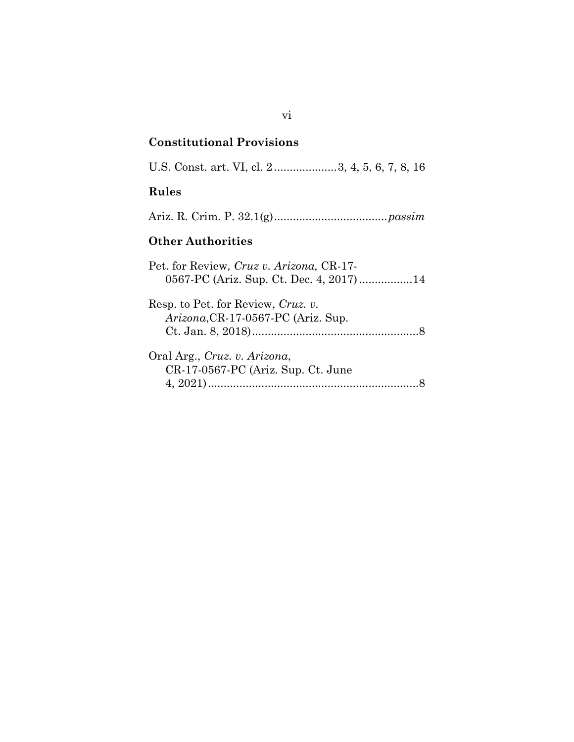### Constitutional Provisions

U.S. Const. art. VI, cl. 2 ....................3, 4, 5, 6, 7, 8, 16

### Rules

Ariz. R. Crim. P. 32.1(g)....................................*passim*

### Other Authorities

Pet. for Review*, Cruz v. Arizona,* CR-17-0567-PC (Ariz. Sup. Ct. Dec. 4, 2017).................14

Resp. to Pet. for Review, *Cruz. v. Arizona*,CR-17-0567-PC (Ariz. Sup. Ct. Jan. 8, 2018).....................................................8

Oral Arg., *Cruz. v. Arizona*, CR-17-0567-PC (Ariz. Sup. Ct. June 4, 2021)...................................................................8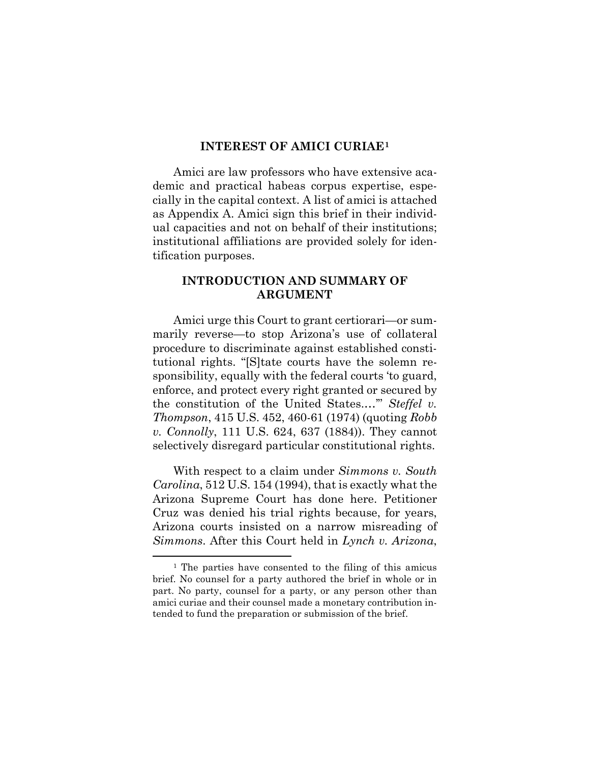## INTEREST OF AMICI CURIAE[1]

Amici are law professors who have extensive academic and practical habeas corpus expertise, especially in the capital context. A list of amici is attached as Appendix A. Amici sign this brief in their individual capacities and not on behalf of their institutions; institutional affiliations are provided solely for identification purposes.

## INTRODUCTION AND SUMMARY OF ARGUMENT

Amici urge this Court to grant certiorari—or summarily reverse—to stop Arizona's use of collateral procedure to discriminate against established constitutional rights. "[S]tate courts have the solemn responsibility, equally with the federal courts 'to guard, enforce, and protect every right granted or secured by the constitution of the United States….'" *Steffel v. Thompson*, 415 U.S. 452, 460-61 (1974) (quoting *Robb v. Connolly*, 111 U.S. 624, 637 (1884)). They cannot selectively disregard particular constitutional rights.

With respect to a claim under *Simmons v. South Carolina*, 512 U.S. 154 (1994), that is exactly what the Arizona Supreme Court has done here. Petitioner Cruz was denied his trial rights because, for years, Arizona courts insisted on a narrow misreading of *Simmons*. After this Court held in *Lynch v. Arizona*,

[1] The parties have consented to the filing of this amicus brief. No counsel for a party authored the brief in whole or in part. No party, counsel for a party, or any person other than amici curiae and their counsel made a monetary contribution intended to fund the preparation or submission of the brief.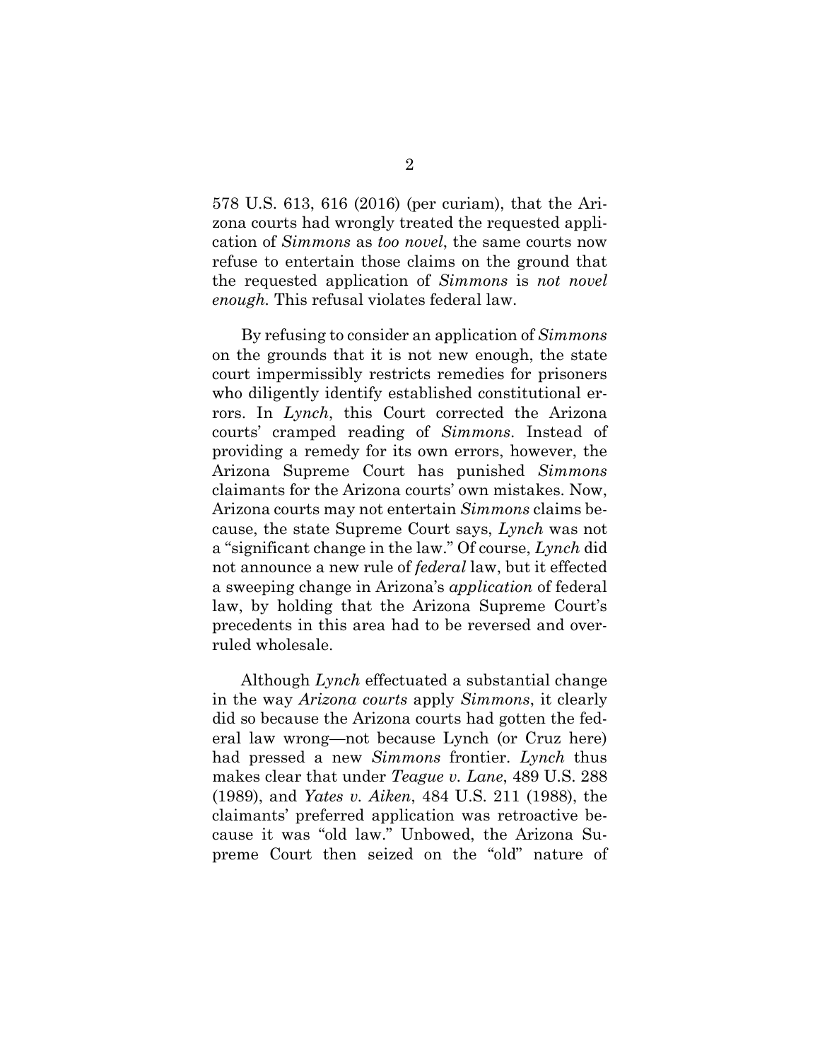578 U.S. 613, 616 (2016) (per curiam), that the Arizona courts had wrongly treated the requested application of *Simmons* as *too novel*, the same courts now refuse to entertain those claims on the ground that the requested application of *Simmons* is *not novel enough*. This refusal violates federal law.

By refusing to consider an application of *Simmons* on the grounds that it is not new enough, the state court impermissibly restricts remedies for prisoners who diligently identify established constitutional errors. In *Lynch*, this Court corrected the Arizona courts' cramped reading of *Simmons*. Instead of providing a remedy for its own errors, however, the Arizona Supreme Court has punished *Simmons* claimants for the Arizona courts' own mistakes. Now, Arizona courts may not entertain *Simmons* claims because, the state Supreme Court says, *Lynch* was not a "significant change in the law." Of course, *Lynch* did not announce a new rule of *federal* law, but it effected a sweeping change in Arizona's *application* of federal law, by holding that the Arizona Supreme Court's precedents in this area had to be reversed and overruled wholesale.

Although *Lynch* effectuated a substantial change in the way *Arizona courts* apply *Simmons*, it clearly did so because the Arizona courts had gotten the federal law wrong—not because Lynch (or Cruz here) had pressed a new *Simmons* frontier. *Lynch* thus makes clear that under *Teague v. Lane*, 489 U.S. 288 (1989), and *Yates v. Aiken*, 484 U.S. 211 (1988), the claimants' preferred application was retroactive because it was "old law." Unbowed, the Arizona Supreme Court then seized on the "old" nature of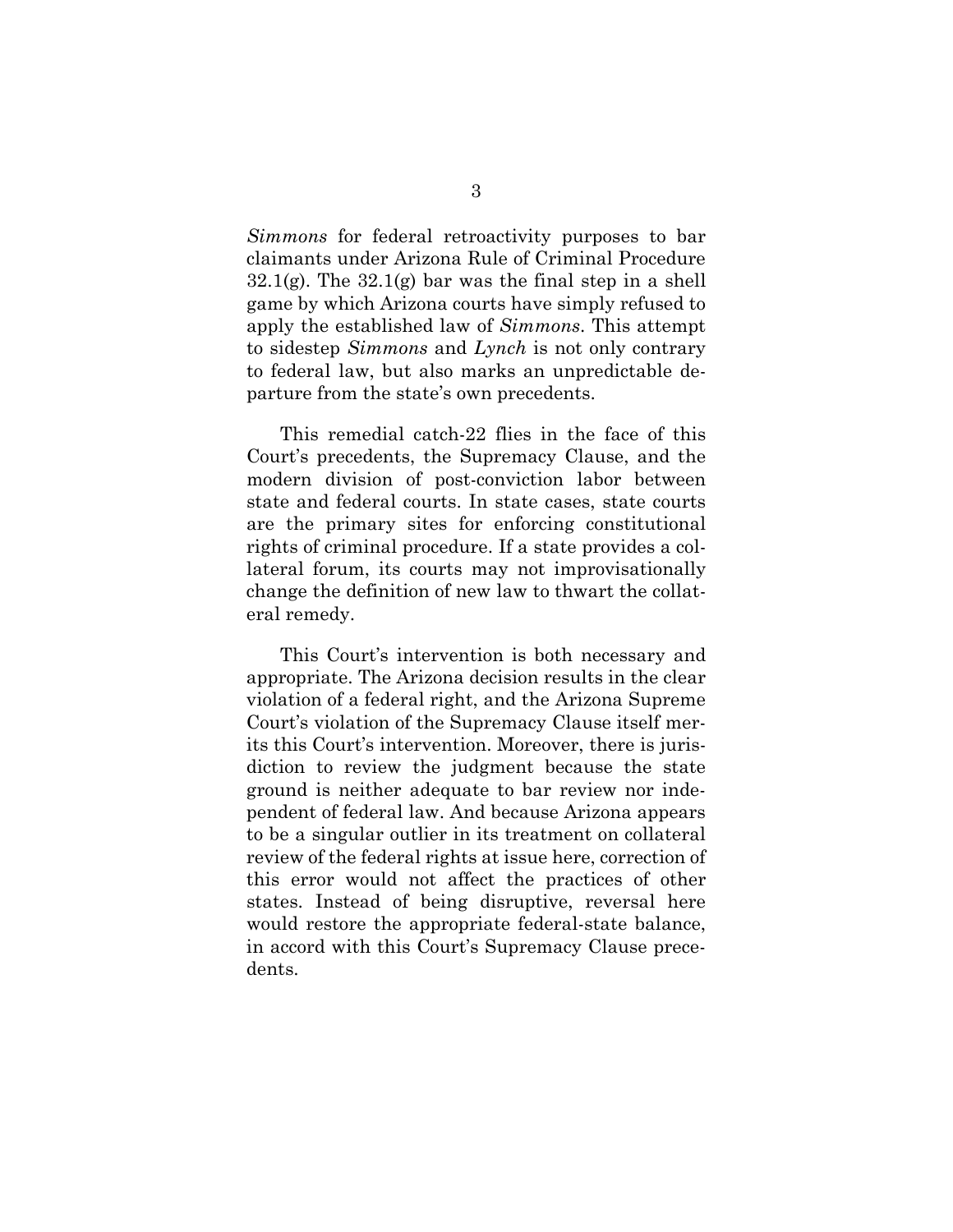*Simmons* for federal retroactivity purposes to bar claimants under Arizona Rule of Criminal Procedure 32.1(g). The 32.1(g) bar was the final step in a shell game by which Arizona courts have simply refused to apply the established law of *Simmons*. This attempt to sidestep *Simmons* and *Lynch* is not only contrary to federal law, but also marks an unpredictable departure from the state's own precedents.

This remedial catch-22 flies in the face of this Court's precedents, the Supremacy Clause, and the modern division of post-conviction labor between state and federal courts. In state cases, state courts are the primary sites for enforcing constitutional rights of criminal procedure. If a state provides a collateral forum, its courts may not improvisationally change the definition of new law to thwart the collateral remedy.

This Court's intervention is both necessary and appropriate. The Arizona decision results in the clear violation of a federal right, and the Arizona Supreme Court's violation of the Supremacy Clause itself merits this Court's intervention. Moreover, there is jurisdiction to review the judgment because the state ground is neither adequate to bar review nor independent of federal law. And because Arizona appears to be a singular outlier in its treatment on collateral review of the federal rights at issue here, correction of this error would not affect the practices of other states. Instead of being disruptive, reversal here would restore the appropriate federal-state balance, in accord with this Court's Supremacy Clause precedents.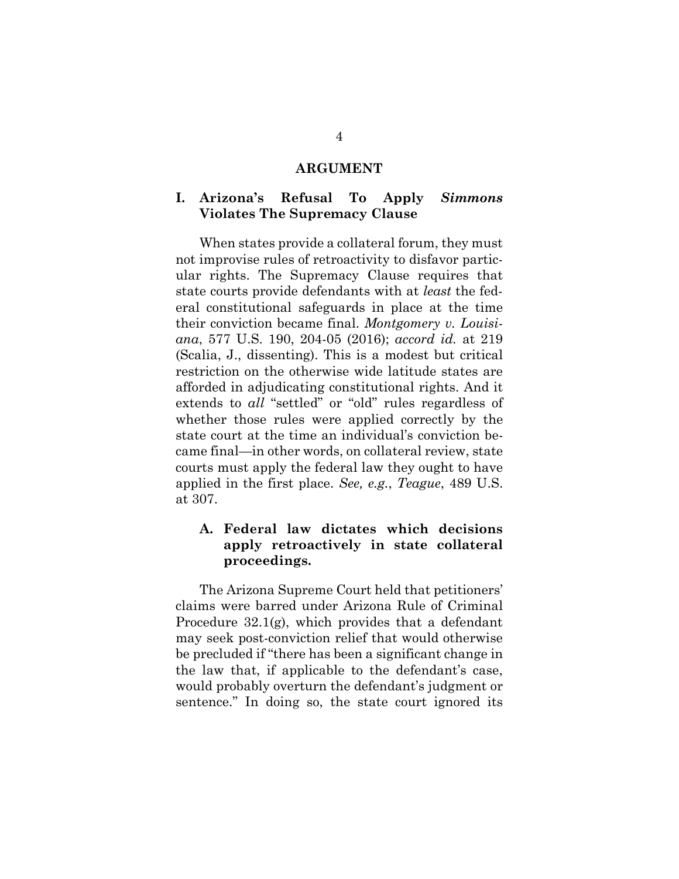# ARGUMENT

## I. Arizona's Refusal To Apply *Simmons* Violates The Supremacy Clause

When states provide a collateral forum, they must not improvise rules of retroactivity to disfavor particular rights. The Supremacy Clause requires that state courts provide defendants with at *least* the federal constitutional safeguards in place at the time their conviction became final. *Montgomery v. Louisiana*, 577 U.S. 190, 204-05 (2016); *accord id.* at 219 (Scalia, J., dissenting). This is a modest but critical restriction on the otherwise wide latitude states are afforded in adjudicating constitutional rights. And it extends to *all* "settled" or "old" rules regardless of whether those rules were applied correctly by the state court at the time an individual's conviction became final—in other words, on collateral review, state courts must apply the federal law they ought to have applied in the first place. *See, e.g.*, *Teague*, 489 U.S. at 307.

### A. Federal law dictates which decisions apply retroactively in state collateral proceedings.

The Arizona Supreme Court held that petitioners' claims were barred under Arizona Rule of Criminal Procedure 32.1(g), which provides that a defendant may seek post-conviction relief that would otherwise be precluded if "there has been a significant change in the law that, if applicable to the defendant's case, would probably overturn the defendant's judgment or sentence." In doing so, the state court ignored its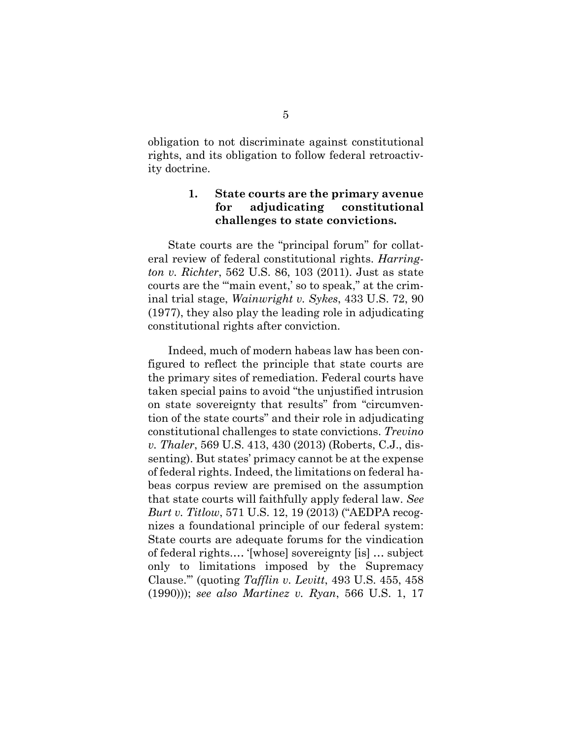obligation to not discriminate against constitutional rights, and its obligation to follow federal retroactivity doctrine.

### 1. State courts are the primary avenue for adjudicating constitutional challenges to state convictions.

State courts are the "principal forum" for collateral review of federal constitutional rights. *Harrington v. Richter*, 562 U.S. 86, 103 (2011). Just as state courts are the "'main event,' so to speak," at the criminal trial stage, *Wainwright v. Sykes*, 433 U.S. 72, 90 (1977), they also play the leading role in adjudicating constitutional rights after conviction.

Indeed, much of modern habeas law has been configured to reflect the principle that state courts are the primary sites of remediation. Federal courts have taken special pains to avoid "the unjustified intrusion on state sovereignty that results" from "circumvention of the state courts" and their role in adjudicating constitutional challenges to state convictions. *Trevino v. Thaler*, 569 U.S. 413, 430 (2013) (Roberts, C.J., dissenting). But states' primacy cannot be at the expense of federal rights. Indeed, the limitations on federal habeas corpus review are premised on the assumption that state courts will faithfully apply federal law. *See Burt v. Titlow*, 571 U.S. 12, 19 (2013) ("AEDPA recognizes a foundational principle of our federal system: State courts are adequate forums for the vindication of federal rights.… '[whose] sovereignty [is] … subject only to limitations imposed by the Supremacy Clause.'" (quoting *Tafflin v. Levitt*, 493 U.S. 455, 458 (1990))); *see also Martinez v. Ryan*, 566 U.S. 1, 17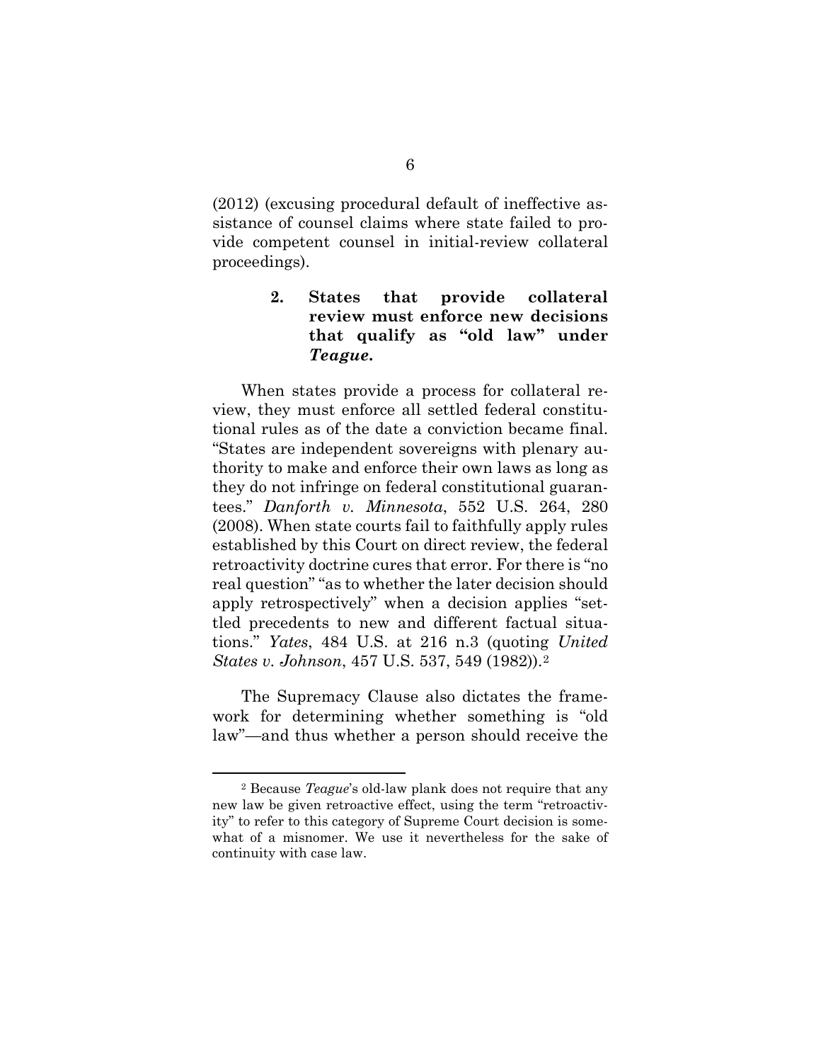(2012) (excusing procedural default of ineffective assistance of counsel claims where state failed to provide competent counsel in initial-review collateral proceedings).

### 2. States that provide collateral review must enforce new decisions that qualify as "old law" under *Teague*.

When states provide a process for collateral review, they must enforce all settled federal constitutional rules as of the date a conviction became final. "States are independent sovereigns with plenary authority to make and enforce their own laws as long as they do not infringe on federal constitutional guarantees." *Danforth v. Minnesota*, 552 U.S. 264, 280 (2008). When state courts fail to faithfully apply rules established by this Court on direct review, the federal retroactivity doctrine cures that error. For there is "no real question" "as to whether the later decision should apply retrospectively" when a decision applies "settled precedents to new and different factual situations." *Yates*, 484 U.S. at 216 n.3 (quoting *United States v. Johnson*, 457 U.S. 537, 549 (1982)).[2]

The Supremacy Clause also dictates the framework for determining whether something is "old law"—and thus whether a person should receive the

---

[2] Because *Teague*'s old-law plank does not require that any new law be given retroactive effect, using the term "retroactivity" to refer to this category of Supreme Court decision is somewhat of a misnomer. We use it nevertheless for the sake of continuity with case law.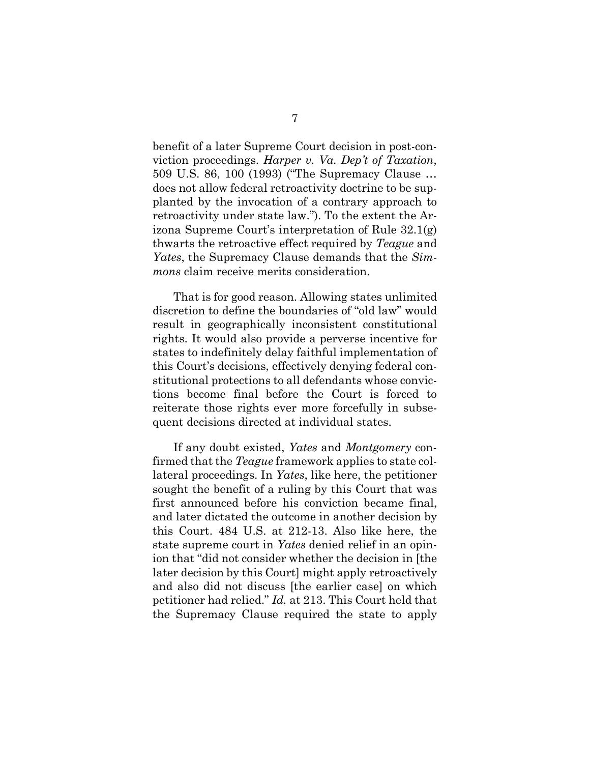benefit of a later Supreme Court decision in post-conviction proceedings. *Harper v. Va. Dep't of Taxation*, 509 U.S. 86, 100 (1993) ("The Supremacy Clause … does not allow federal retroactivity doctrine to be supplanted by the invocation of a contrary approach to retroactivity under state law."). To the extent the Arizona Supreme Court's interpretation of Rule 32.1(g) thwarts the retroactive effect required by *Teague* and *Yates*, the Supremacy Clause demands that the *Simmons* claim receive merits consideration.

That is for good reason. Allowing states unlimited discretion to define the boundaries of "old law" would result in geographically inconsistent constitutional rights. It would also provide a perverse incentive for states to indefinitely delay faithful implementation of this Court's decisions, effectively denying federal constitutional protections to all defendants whose convictions become final before the Court is forced to reiterate those rights ever more forcefully in subsequent decisions directed at individual states.

If any doubt existed, *Yates* and *Montgomery* confirmed that the *Teague* framework applies to state collateral proceedings. In *Yates*, like here, the petitioner sought the benefit of a ruling by this Court that was first announced before his conviction became final, and later dictated the outcome in another decision by this Court. 484 U.S. at 212-13. Also like here, the state supreme court in *Yates* denied relief in an opinion that "did not consider whether the decision in [the later decision by this Court] might apply retroactively and also did not discuss [the earlier case] on which petitioner had relied." *Id.* at 213. This Court held that the Supremacy Clause required the state to apply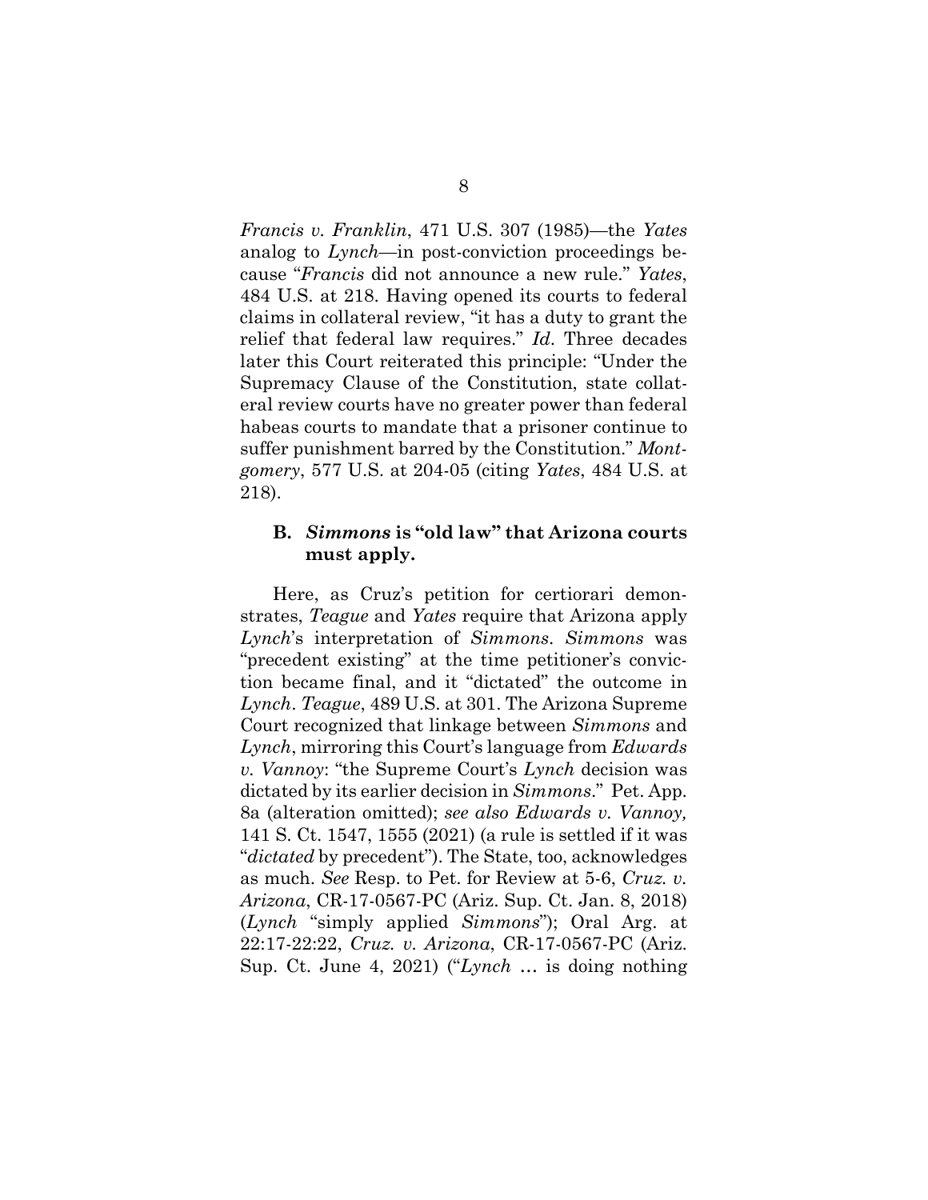*Francis v. Franklin*, 471 U.S. 307 (1985)—the *Yates* analog to *Lynch*—in post-conviction proceedings because "*Francis* did not announce a new rule." *Yates*, 484 U.S. at 218. Having opened its courts to federal claims in collateral review, "it has a duty to grant the relief that federal law requires." *Id*. Three decades later this Court reiterated this principle: "Under the Supremacy Clause of the Constitution, state collateral review courts have no greater power than federal habeas courts to mandate that a prisoner continue to suffer punishment barred by the Constitution." *Montgomery*, 577 U.S. at 204-05 (citing *Yates*, 484 U.S. at 218).

### B. *Simmons* is "old law" that Arizona courts must apply.

Here, as Cruz's petition for certiorari demonstrates, *Teague* and *Yates* require that Arizona apply *Lynch*'s interpretation of *Simmons*. *Simmons* was "precedent existing" at the time petitioner's conviction became final, and it "dictated" the outcome in *Lynch*. *Teague*, 489 U.S. at 301. The Arizona Supreme Court recognized that linkage between *Simmons* and *Lynch*, mirroring this Court's language from *Edwards v. Vannoy*: "the Supreme Court's *Lynch* decision was dictated by its earlier decision in *Simmons*." Pet. App. 8a (alteration omitted); *see also Edwards v. Vannoy,* 141 S. Ct. 1547, 1555 (2021) (a rule is settled if it was "*dictated* by precedent"). The State, too, acknowledges as much. *See* Resp. to Pet. for Review at 5-6, *Cruz. v. Arizona*, CR-17-0567-PC (Ariz. Sup. Ct. Jan. 8, 2018) (*Lynch* "simply applied *Simmons*"); Oral Arg. at 22:17-22:22, *Cruz. v. Arizona*, CR-17-0567-PC (Ariz. Sup. Ct. June 4, 2021) ("*Lynch* … is doing nothing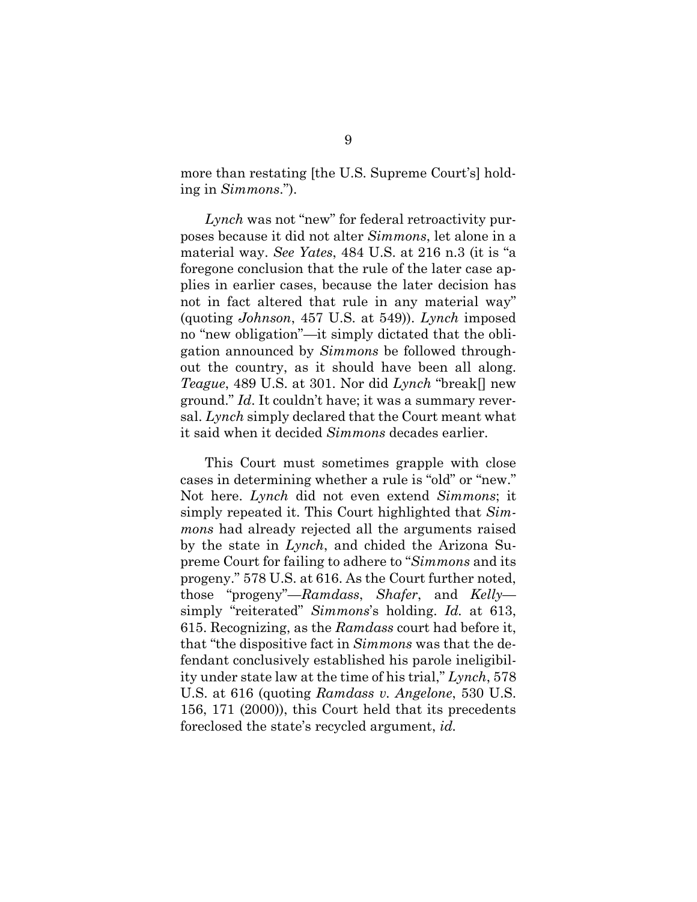more than restating [the U.S. Supreme Court's] holding in *Simmons*.").

*Lynch* was not "new" for federal retroactivity purposes because it did not alter *Simmons*, let alone in a material way. *See Yates*, 484 U.S. at 216 n.3 (it is "a foregone conclusion that the rule of the later case applies in earlier cases, because the later decision has not in fact altered that rule in any material way" (quoting *Johnson*, 457 U.S. at 549)). *Lynch* imposed no "new obligation"—it simply dictated that the obligation announced by *Simmons* be followed throughout the country, as it should have been all along. *Teague*, 489 U.S. at 301. Nor did *Lynch* "break[] new ground." *Id*. It couldn't have; it was a summary reversal. *Lynch* simply declared that the Court meant what it said when it decided *Simmons* decades earlier.

This Court must sometimes grapple with close cases in determining whether a rule is "old" or "new." Not here. *Lynch* did not even extend *Simmons*; it simply repeated it. This Court highlighted that *Simmons* had already rejected all the arguments raised by the state in *Lynch*, and chided the Arizona Supreme Court for failing to adhere to "*Simmons* and its progeny." 578 U.S. at 616. As the Court further noted, those "progeny"—*Ramdass*, *Shafer*, and *Kelly*—simply "reiterated" *Simmons*'s holding. *Id.* at 613, 615. Recognizing, as the *Ramdass* court had before it, that "the dispositive fact in *Simmons* was that the defendant conclusively established his parole ineligibility under state law at the time of his trial," *Lynch*, 578 U.S. at 616 (quoting *Ramdass v. Angelone*, 530 U.S. 156, 171 (2000)), this Court held that its precedents foreclosed the state's recycled argument, *id.*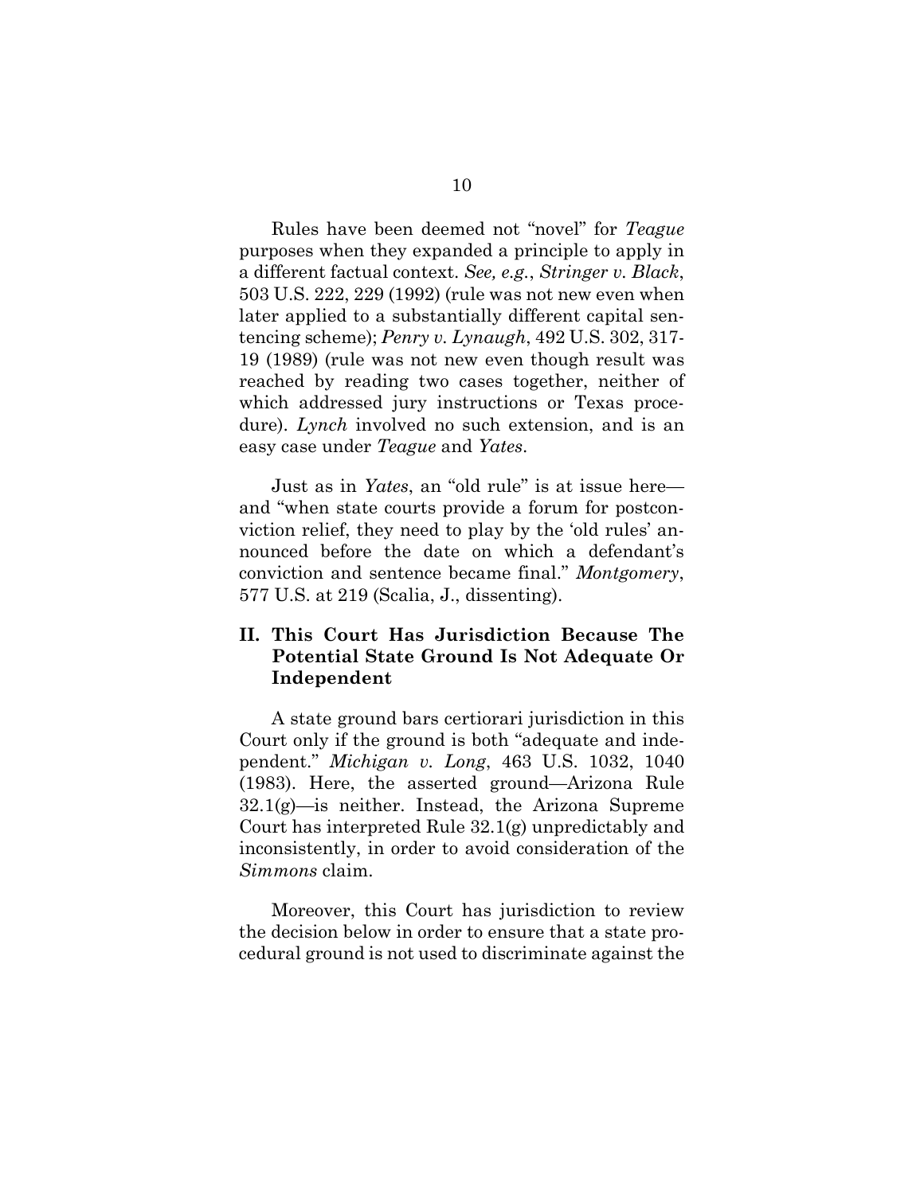Rules have been deemed not "novel" for *Teague* purposes when they expanded a principle to apply in a different factual context. *See, e.g.*, *Stringer v. Black*, 503 U.S. 222, 229 (1992) (rule was not new even when later applied to a substantially different capital sentencing scheme); *Penry v. Lynaugh*, 492 U.S. 302, 317-19 (1989) (rule was not new even though result was reached by reading two cases together, neither of which addressed jury instructions or Texas procedure). *Lynch* involved no such extension, and is an easy case under *Teague* and *Yates*.

Just as in *Yates*, an "old rule" is at issue here—and "when state courts provide a forum for postconviction relief, they need to play by the 'old rules' announced before the date on which a defendant's conviction and sentence became final." *Montgomery*, 577 U.S. at 219 (Scalia, J., dissenting).

## II. This Court Has Jurisdiction Because The Potential State Ground Is Not Adequate Or Independent

A state ground bars certiorari jurisdiction in this Court only if the ground is both "adequate and independent." *Michigan v. Long*, 463 U.S. 1032, 1040 (1983). Here, the asserted ground—Arizona Rule 32.1(g)—is neither. Instead, the Arizona Supreme Court has interpreted Rule 32.1(g) unpredictably and inconsistently, in order to avoid consideration of the *Simmons* claim.

Moreover, this Court has jurisdiction to review the decision below in order to ensure that a state procedural ground is not used to discriminate against the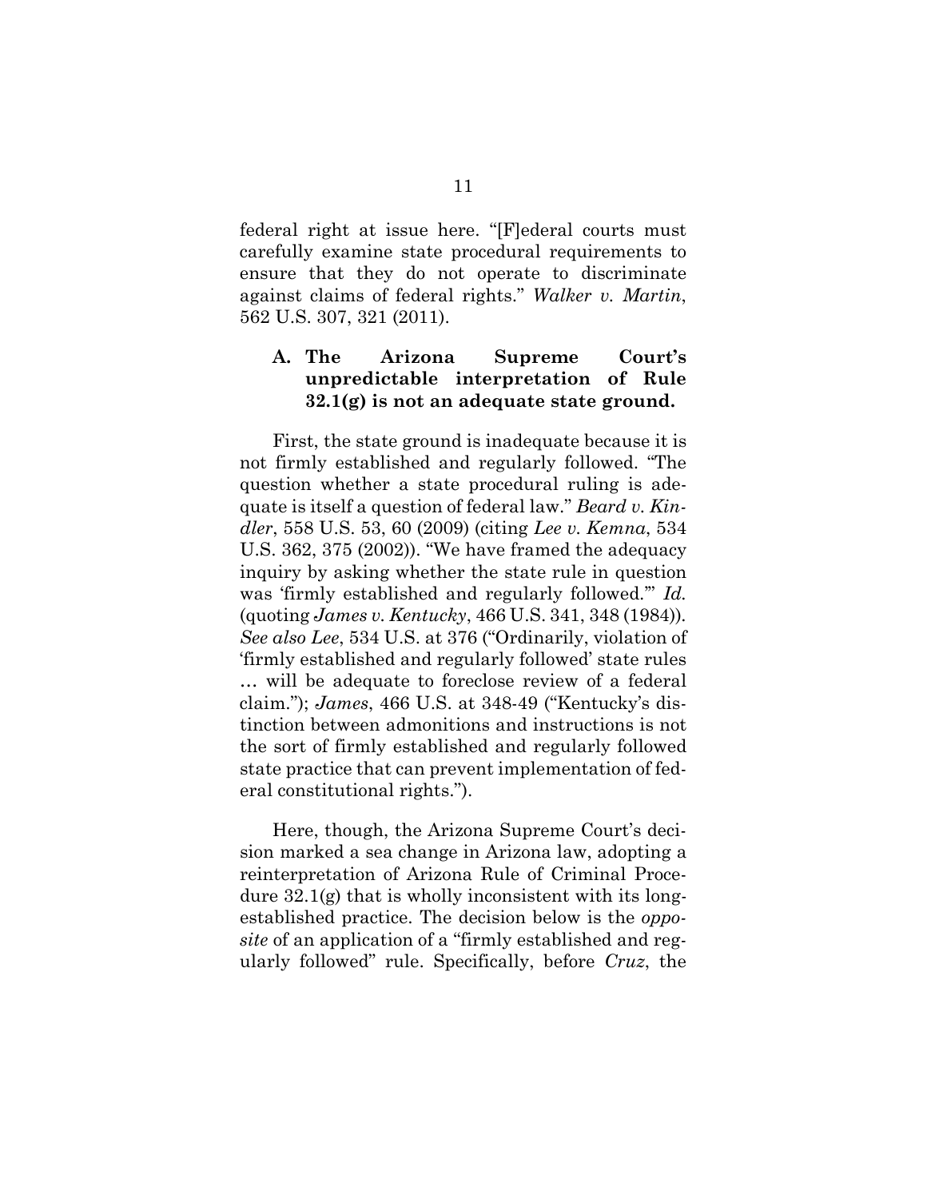federal right at issue here. "[F]ederal courts must carefully examine state procedural requirements to ensure that they do not operate to discriminate against claims of federal rights." *Walker v. Martin*, 562 U.S. 307, 321 (2011).

### A. The Arizona Supreme Court's unpredictable interpretation of Rule 32.1(g) is not an adequate state ground.

First, the state ground is inadequate because it is not firmly established and regularly followed. "The question whether a state procedural ruling is adequate is itself a question of federal law." *Beard v. Kindler*, 558 U.S. 53, 60 (2009) (citing *Lee v. Kemna*, 534 U.S. 362, 375 (2002)). "We have framed the adequacy inquiry by asking whether the state rule in question was 'firmly established and regularly followed.'" *Id.* (quoting *James v. Kentucky*, 466 U.S. 341, 348 (1984)). *See also Lee*, 534 U.S. at 376 ("Ordinarily, violation of 'firmly established and regularly followed' state rules … will be adequate to foreclose review of a federal claim."); *James*, 466 U.S. at 348-49 ("Kentucky's distinction between admonitions and instructions is not the sort of firmly established and regularly followed state practice that can prevent implementation of federal constitutional rights.").

Here, though, the Arizona Supreme Court's decision marked a sea change in Arizona law, adopting a reinterpretation of Arizona Rule of Criminal Procedure 32.1(g) that is wholly inconsistent with its long-established practice. The decision below is the *opposite* of an application of a "firmly established and regularly followed" rule. Specifically, before *Cruz*, the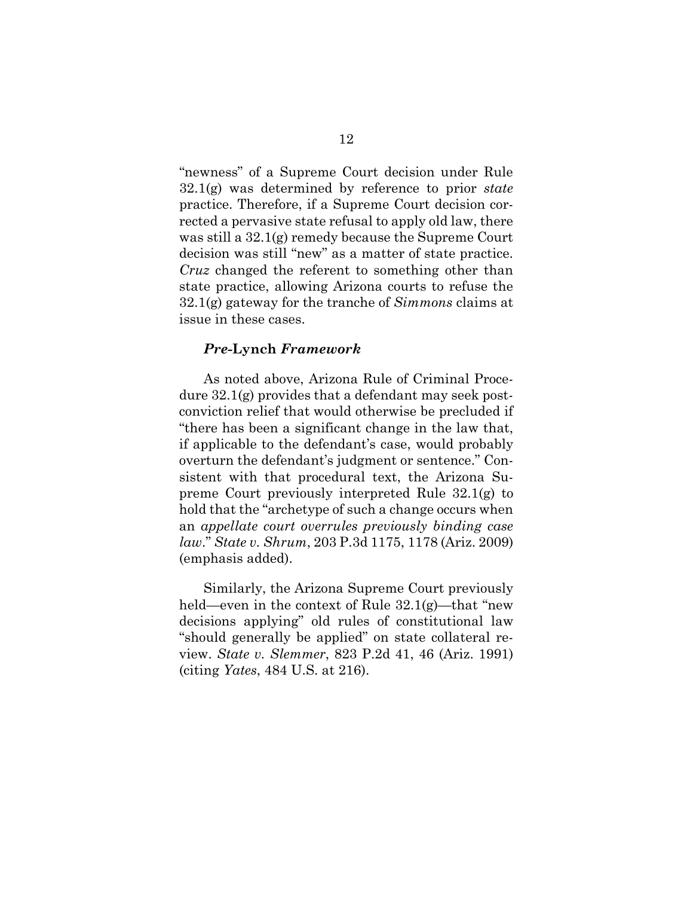"newness" of a Supreme Court decision under Rule 32.1(g) was determined by reference to prior *state* practice. Therefore, if a Supreme Court decision corrected a pervasive state refusal to apply old law, there was still a 32.1(g) remedy because the Supreme Court decision was still "new" as a matter of state practice. *Cruz* changed the referent to something other than state practice, allowing Arizona courts to refuse the 32.1(g) gateway for the tranche of *Simmons* claims at issue in these cases.

***Pre*-Lynch *Framework***

As noted above, Arizona Rule of Criminal Procedure 32.1(g) provides that a defendant may seek post-conviction relief that would otherwise be precluded if "there has been a significant change in the law that, if applicable to the defendant's case, would probably overturn the defendant's judgment or sentence." Consistent with that procedural text, the Arizona Supreme Court previously interpreted Rule 32.1(g) to hold that the "archetype of such a change occurs when an *appellate court overrules previously binding case law*." *State v. Shrum*, 203 P.3d 1175, 1178 (Ariz. 2009) (emphasis added).

Similarly, the Arizona Supreme Court previously held—even in the context of Rule 32.1(g)—that "new decisions applying" old rules of constitutional law "should generally be applied" on state collateral review. *State v. Slemmer*, 823 P.2d 41, 46 (Ariz. 1991) (citing *Yates*, 484 U.S. at 216).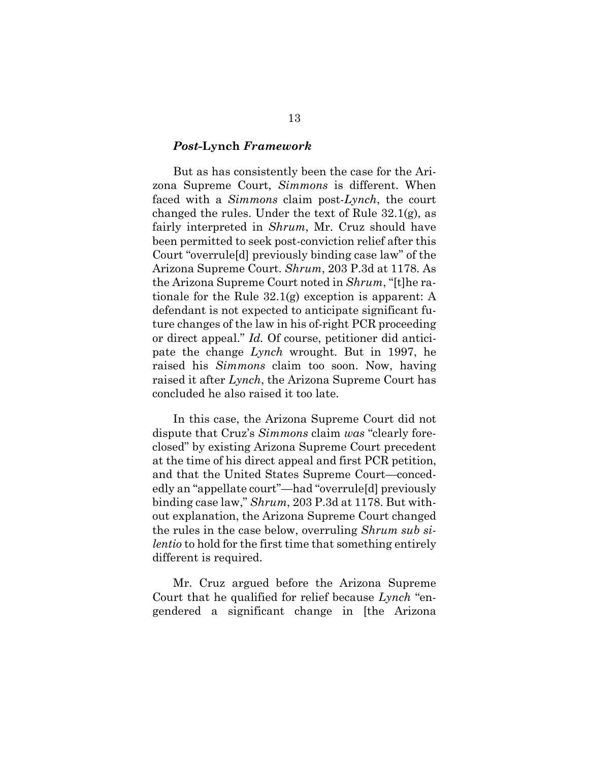### *Post-*Lynch *Framework*

But as has consistently been the case for the Arizona Supreme Court, *Simmons* is different. When faced with a *Simmons* claim post-*Lynch*, the court changed the rules. Under the text of Rule 32.1(g), as fairly interpreted in *Shrum*, Mr. Cruz should have been permitted to seek post-conviction relief after this Court "overrule[d] previously binding case law" of the Arizona Supreme Court. *Shrum*, 203 P.3d at 1178. As the Arizona Supreme Court noted in *Shrum*, "[t]he rationale for the Rule 32.1(g) exception is apparent: A defendant is not expected to anticipate significant future changes of the law in his of-right PCR proceeding or direct appeal." *Id.* Of course, petitioner did anticipate the change *Lynch* wrought. But in 1997, he raised his *Simmons* claim too soon. Now, having raised it after *Lynch*, the Arizona Supreme Court has concluded he also raised it too late.

In this case, the Arizona Supreme Court did not dispute that Cruz's *Simmons* claim *was* "clearly foreclosed" by existing Arizona Supreme Court precedent at the time of his direct appeal and first PCR petition, and that the United States Supreme Court—concededly an "appellate court"—had "overrule[d] previously binding case law," *Shrum*, 203 P.3d at 1178. But without explanation, the Arizona Supreme Court changed the rules in the case below, overruling *Shrum sub silentio* to hold for the first time that something entirely different is required.

Mr. Cruz argued before the Arizona Supreme Court that he qualified for relief because *Lynch* "engendered a significant change in [the Arizona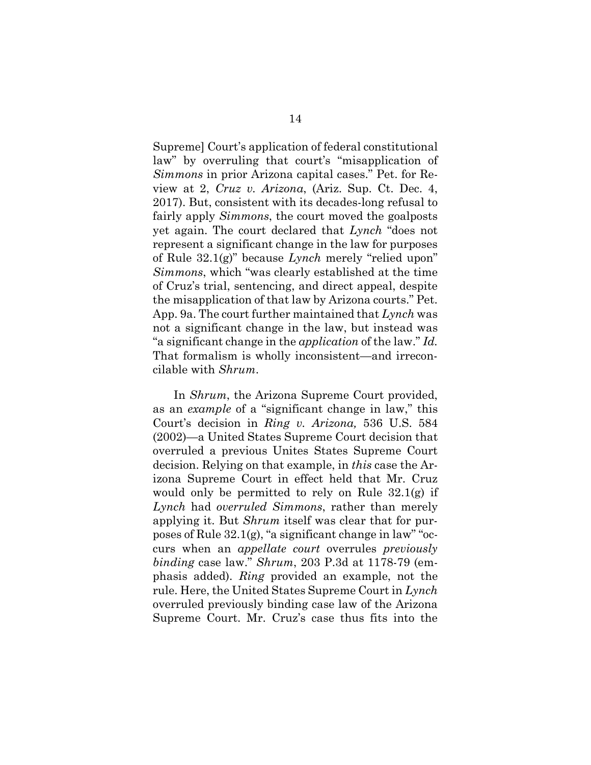Supreme] Court's application of federal constitutional law" by overruling that court's "misapplication of *Simmons* in prior Arizona capital cases." Pet. for Review at 2, *Cruz v. Arizona*, (Ariz. Sup. Ct. Dec. 4, 2017). But, consistent with its decades-long refusal to fairly apply *Simmons*, the court moved the goalposts yet again. The court declared that *Lynch* "does not represent a significant change in the law for purposes of Rule 32.1(g)" because *Lynch* merely "relied upon" *Simmons*, which "was clearly established at the time of Cruz's trial, sentencing, and direct appeal, despite the misapplication of that law by Arizona courts." Pet. App. 9a. The court further maintained that *Lynch* was not a significant change in the law, but instead was "a significant change in the *application* of the law." *Id.* That formalism is wholly inconsistent—and irreconcilable with *Shrum*.

In *Shrum*, the Arizona Supreme Court provided, as an *example* of a "significant change in law," this Court's decision in *Ring v. Arizona,* 536 U.S. 584 (2002)—a United States Supreme Court decision that overruled a previous Unites States Supreme Court decision. Relying on that example, in *this* case the Arizona Supreme Court in effect held that Mr. Cruz would only be permitted to rely on Rule 32.1(g) if *Lynch* had *overruled Simmons*, rather than merely applying it. But *Shrum* itself was clear that for purposes of Rule 32.1(g), "a significant change in law" "occurs when an *appellate court* overrules *previously binding* case law." *Shrum*, 203 P.3d at 1178-79 (emphasis added). *Ring* provided an example, not the rule. Here, the United States Supreme Court in *Lynch* overruled previously binding case law of the Arizona Supreme Court. Mr. Cruz's case thus fits into the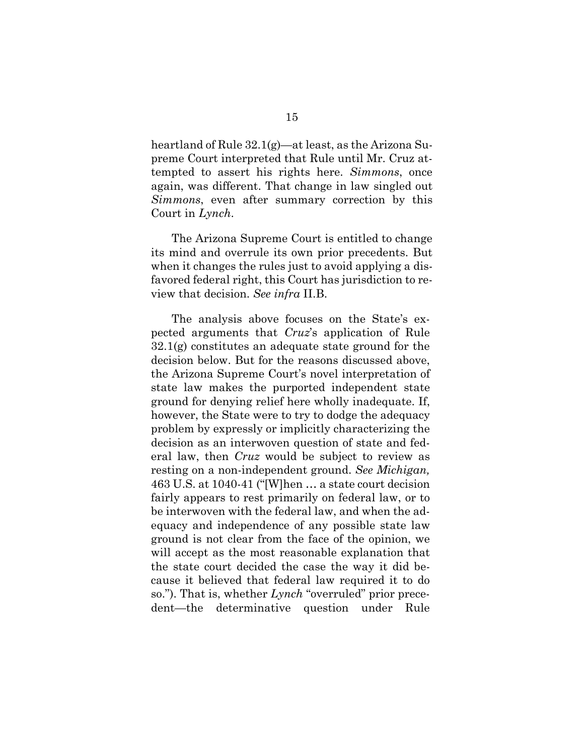heartland of Rule 32.1(g)—at least, as the Arizona Supreme Court interpreted that Rule until Mr. Cruz attempted to assert his rights here. *Simmons*, once again, was different. That change in law singled out *Simmons*, even after summary correction by this Court in *Lynch*.

The Arizona Supreme Court is entitled to change its mind and overrule its own prior precedents. But when it changes the rules just to avoid applying a disfavored federal right, this Court has jurisdiction to review that decision. *See infra* II.B.

The analysis above focuses on the State's expected arguments that *Cruz*'s application of Rule 32.1(g) constitutes an adequate state ground for the decision below. But for the reasons discussed above, the Arizona Supreme Court's novel interpretation of state law makes the purported independent state ground for denying relief here wholly inadequate. If, however, the State were to try to dodge the adequacy problem by expressly or implicitly characterizing the decision as an interwoven question of state and federal law, then *Cruz* would be subject to review as resting on a non-independent ground. *See Michigan,* 463 U.S. at 1040-41 ("[W]hen … a state court decision fairly appears to rest primarily on federal law, or to be interwoven with the federal law, and when the adequacy and independence of any possible state law ground is not clear from the face of the opinion, we will accept as the most reasonable explanation that the state court decided the case the way it did because it believed that federal law required it to do so."). That is, whether *Lynch* "overruled" prior precedent—the determinative question under Rule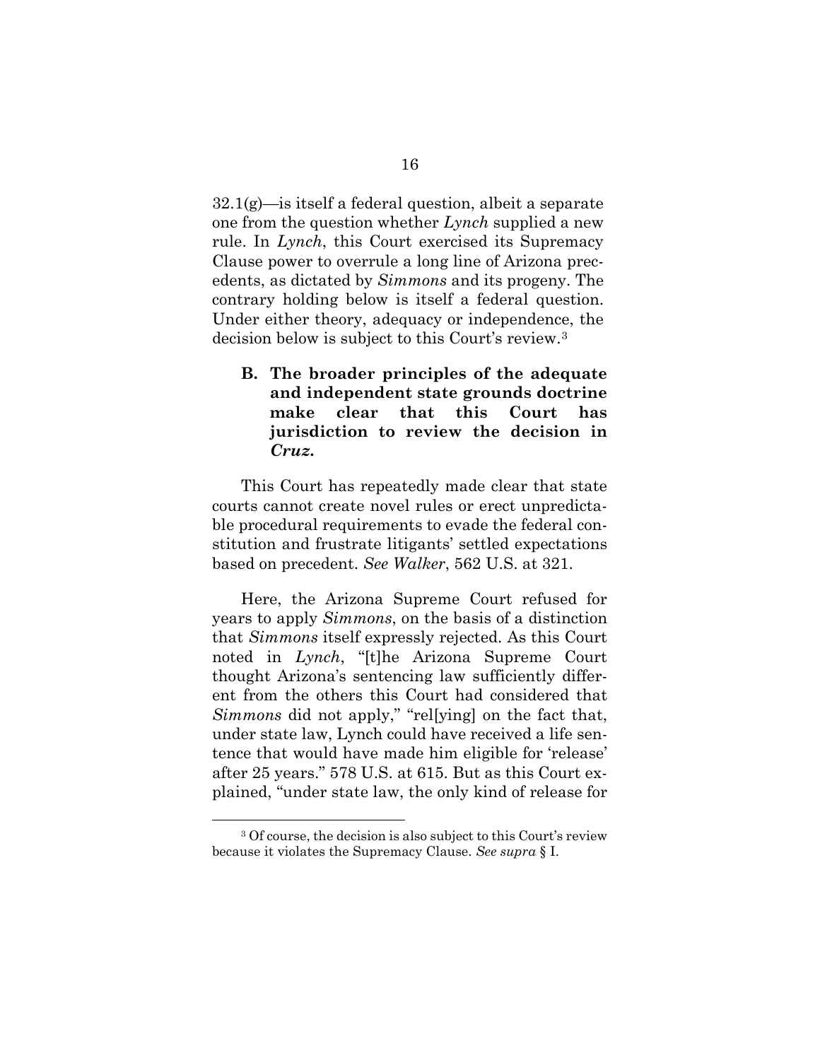32.1(g)—is itself a federal question, albeit a separate one from the question whether *Lynch* supplied a new rule. In *Lynch*, this Court exercised its Supremacy Clause power to overrule a long line of Arizona precedents, as dictated by *Simmons* and its progeny. The contrary holding below is itself a federal question. Under either theory, adequacy or independence, the decision below is subject to this Court's review.[3]

### B. The broader principles of the adequate and independent state grounds doctrine make clear that this Court has jurisdiction to review the decision in *Cruz.*

This Court has repeatedly made clear that state courts cannot create novel rules or erect unpredictable procedural requirements to evade the federal constitution and frustrate litigants' settled expectations based on precedent. *See Walker*, 562 U.S. at 321.

Here, the Arizona Supreme Court refused for years to apply *Simmons*, on the basis of a distinction that *Simmons* itself expressly rejected. As this Court noted in *Lynch*, "[t]he Arizona Supreme Court thought Arizona's sentencing law sufficiently different from the others this Court had considered that *Simmons* did not apply," "rel[ying] on the fact that, under state law, Lynch could have received a life sentence that would have made him eligible for 'release' after 25 years." 578 U.S. at 615. But as this Court explained, "under state law, the only kind of release for

---

[3] Of course, the decision is also subject to this Court's review because it violates the Supremacy Clause. *See supra* § I.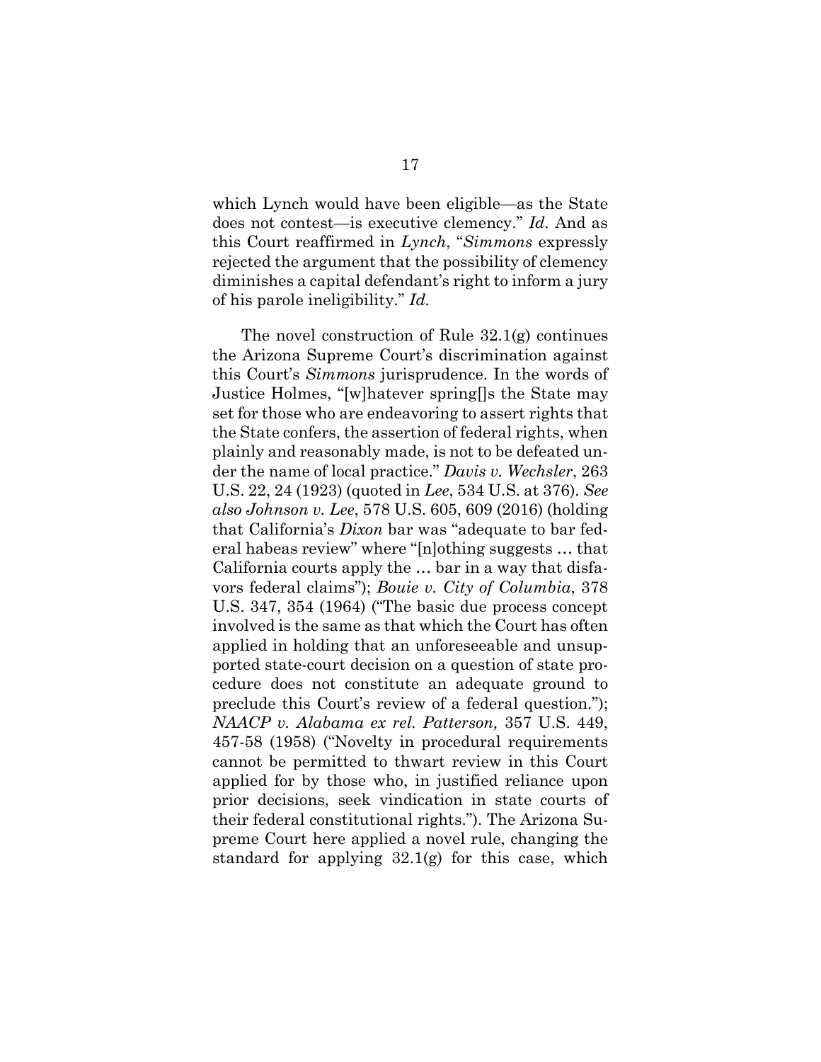which Lynch would have been eligible—as the State does not contest—is executive clemency." *Id.* And as this Court reaffirmed in *Lynch*, "*Simmons* expressly rejected the argument that the possibility of clemency diminishes a capital defendant's right to inform a jury of his parole ineligibility." *Id.*

The novel construction of Rule 32.1(g) continues the Arizona Supreme Court's discrimination against this Court's *Simmons* jurisprudence. In the words of Justice Holmes, "[w]hatever spring[]s the State may set for those who are endeavoring to assert rights that the State confers, the assertion of federal rights, when plainly and reasonably made, is not to be defeated under the name of local practice." *Davis v. Wechsler*, 263 U.S. 22, 24 (1923) (quoted in *Lee*, 534 U.S. at 376). *See also Johnson v. Lee*, 578 U.S. 605, 609 (2016) (holding that California's *Dixon* bar was "adequate to bar federal habeas review" where "[n]othing suggests … that California courts apply the … bar in a way that disfavors federal claims"); *Bouie v. City of Columbia*, 378 U.S. 347, 354 (1964) ("The basic due process concept involved is the same as that which the Court has often applied in holding that an unforeseeable and unsupported state-court decision on a question of state procedure does not constitute an adequate ground to preclude this Court's review of a federal question."); *NAACP v. Alabama ex rel. Patterson,* 357 U.S. 449, 457-58 (1958) ("Novelty in procedural requirements cannot be permitted to thwart review in this Court applied for by those who, in justified reliance upon prior decisions, seek vindication in state courts of their federal constitutional rights."). The Arizona Supreme Court here applied a novel rule, changing the standard for applying 32.1(g) for this case, which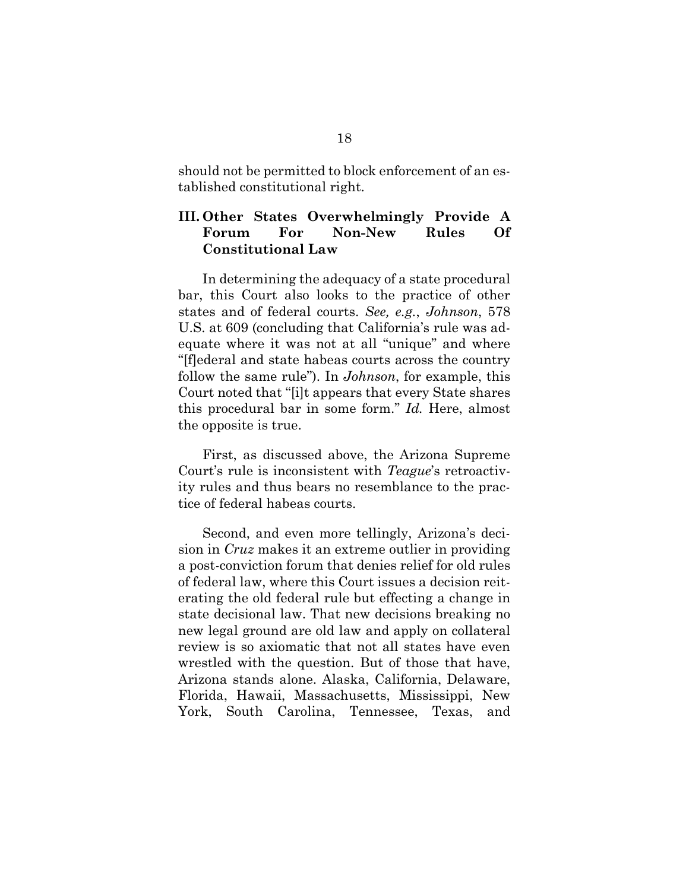should not be permitted to block enforcement of an established constitutional right.

## III. Other States Overwhelmingly Provide A Forum For Non-New Rules Of Constitutional Law

In determining the adequacy of a state procedural bar, this Court also looks to the practice of other states and of federal courts. *See, e.g.*, *Johnson*, 578 U.S. at 609 (concluding that California's rule was adequate where it was not at all "unique" and where "[f]ederal and state habeas courts across the country follow the same rule"). In *Johnson*, for example, this Court noted that "[i]t appears that every State shares this procedural bar in some form." *Id.* Here, almost the opposite is true.

First, as discussed above, the Arizona Supreme Court's rule is inconsistent with *Teague*'s retroactivity rules and thus bears no resemblance to the practice of federal habeas courts.

Second, and even more tellingly, Arizona's decision in *Cruz* makes it an extreme outlier in providing a post-conviction forum that denies relief for old rules of federal law, where this Court issues a decision reiterating the old federal rule but effecting a change in state decisional law. That new decisions breaking no new legal ground are old law and apply on collateral review is so axiomatic that not all states have even wrestled with the question. But of those that have, Arizona stands alone. Alaska, California, Delaware, Florida, Hawaii, Massachusetts, Mississippi, New York, South Carolina, Tennessee, Texas, and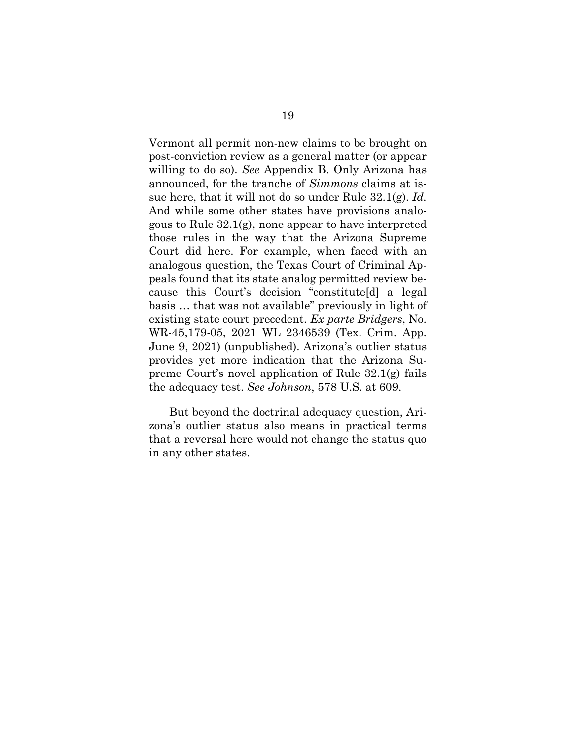Vermont all permit non-new claims to be brought on post-conviction review as a general matter (or appear willing to do so). *See* Appendix B. Only Arizona has announced, for the tranche of *Simmons* claims at issue here, that it will not do so under Rule 32.1(g). *Id.* And while some other states have provisions analogous to Rule 32.1(g), none appear to have interpreted those rules in the way that the Arizona Supreme Court did here. For example, when faced with an analogous question, the Texas Court of Criminal Appeals found that its state analog permitted review because this Court's decision "constitute[d] a legal basis … that was not available" previously in light of existing state court precedent. *Ex parte Bridgers*, No. WR-45,179-05, 2021 WL 2346539 (Tex. Crim. App. June 9, 2021) (unpublished). Arizona's outlier status provides yet more indication that the Arizona Supreme Court's novel application of Rule 32.1(g) fails the adequacy test. *See Johnson*, 578 U.S. at 609.

But beyond the doctrinal adequacy question, Arizona's outlier status also means in practical terms that a reversal here would not change the status quo in any other states.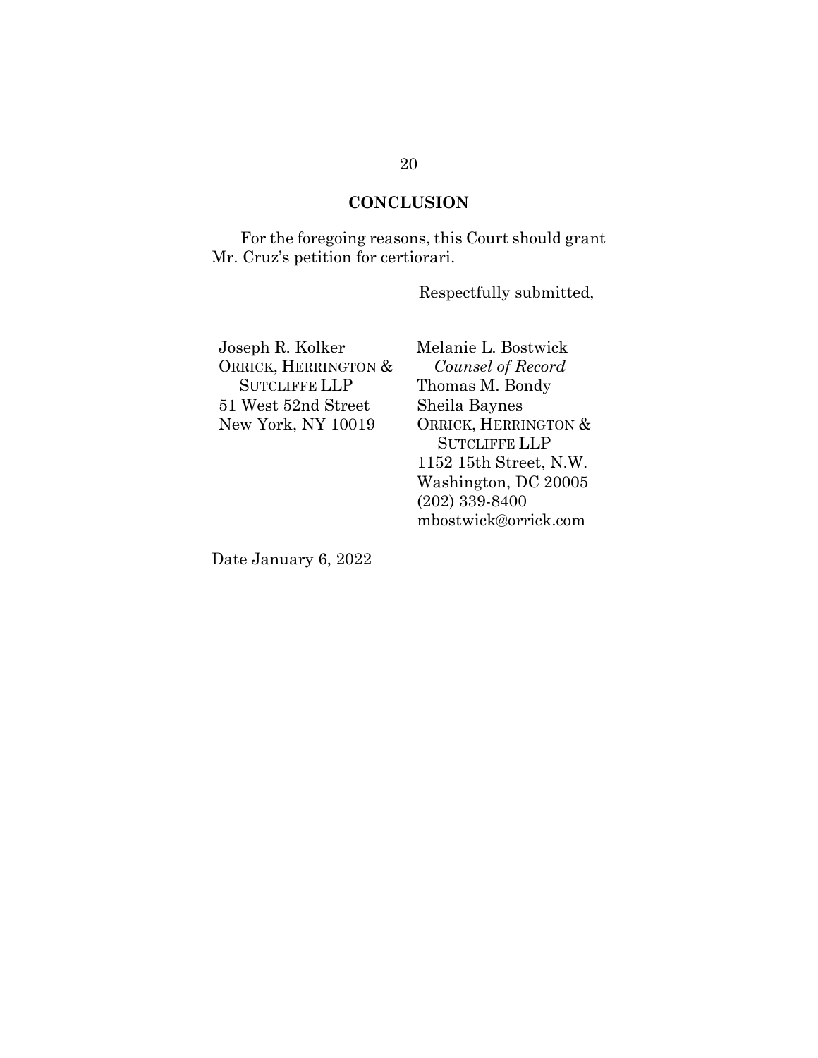## CONCLUSION

For the foregoing reasons, this Court should grant Mr. Cruz's petition for certiorari.

Respectfully submitted,

Joseph R. Kolker
ORRICK, HERRINGTON & SUTCLIFFE LLP
51 West 52nd Street
New York, NY 10019

Melanie L. Bostwick
*Counsel of Record*
Thomas M. Bondy
Sheila Baynes
ORRICK, HERRINGTON & SUTCLIFFE LLP
1152 15th Street, N.W.
Washington, DC 20005
(202) 339-8400
mbostwick@orrick.com

Date January 6, 2022